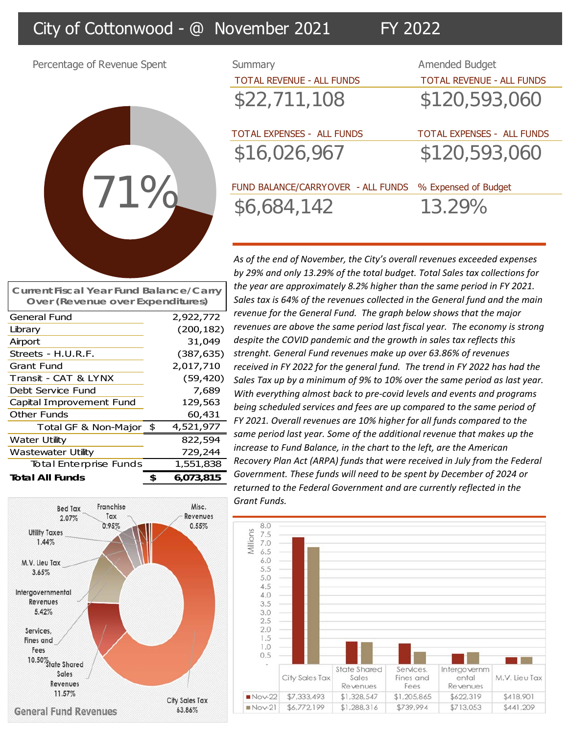# City of Cottonwood - @ November 2021 FY 2022

## Percentage of Revenue Spent

71%

## Summary

| Summary | Amended Budget |
|---|---|
| TOTAL REVENUE - ALL FUNDS | TOTAL REVENUE - ALL FUNDS |
| $22,711,108 | $120,593,060 |
| TOTAL EXPENSES - ALL FUNDS | TOTAL EXPENSES - ALL FUNDS |
| $16,026,967 | $120,593,060 |
| FUND BALANCE/CARRYOVER - ALL FUNDS | % Expensed of Budget |
| $6,684,142 | 13.29% |

*As of the end of November, the City's overall revenues exceeded expenses by 29% and only 13.29% of the total budget. Total Sales tax collections for the year are approximately 8.2% higher than the same period in FY 2021. Sales tax is 64% of the revenues collected in the General fund and the main revenue for the General Fund. The graph below shows that the major revenues are above the same period last fiscal year. The economy is strong despite the COVID pandemic and the growth in sales tax reflects this strenght. General Fund revenues make up over 63.86% of revenues received in FY 2022 for the general fund. The trend in FY 2022 has had the Sales Tax up by a minimum of 9% to 10% over the same period as last year. With everything almost back to pre-covid levels and events and programs being scheduled services and fees are up compared to the same period of FY 2021. Overall revenues are 10% higher for all funds compared to the same period last year. Some of the additional revenue that makes up the increase to Fund Balance, in the chart to the left, are the American Recovery Plan Act (ARPA) funds that were received in July from the Federal Government. These funds will need to be spent by December of 2024 or returned to the Federal Government and are currently reflected in the Grant Funds.*

## Current Fiscal Year Fund Balance/Carry Over (Revenue over Expenditures)

| Fund | Amount |
|---|---|
| General Fund | 2,922,772 |
| Library | (200,182) |
| Airport | 31,049 |
| Streets - H.U.R.F. | (387,635) |
| Grant Fund | 2,017,710 |
| Transit - CAT & LYNX | (59,420) |
| Debt Service Fund | 7,689 |
| Capital Improvement Fund | 129,563 |
| Other Funds | 60,431 |
| Total GF & Non-Major | $ 4,521,977 |
| Water Utility | 822,594 |
| Wastewater Utility | 729,244 |
| Total Enterprise Funds | 1,551,838 |
| **Total All Funds** | **$ 6,073,815** |

## General Fund Revenues

| Revenue | Percent |
|---|---|
| City Sales Tax | 63.86% |
| State Shared Sales Revenues | 11.57% |
| Services, Fines and Fees | 10.50% |
| Intergovernmental Revenues | 5.42% |
| M.V. Lieu Tax | 3.65% |
| Bed Tax | 2.07% |
| Utility Taxes | 1.44% |
| Franchise Tax | 0.95% |
| Misc. Revenues | 0.55% |

| | City Sales Tax | State Shared Sales Revenues | Services, Fines and Fees | Intergovernmental Revenues | M.V. Lieu Tax |
|---|---|---|---|---|---|
| Nov-22 | $7,333,493 | $1,328,547 | $1,205,865 | $622,319 | $418,901 |
| Nov-21 | $6,772,199 | $1,288,316 | $739,994 | $713,053 | $441,209 |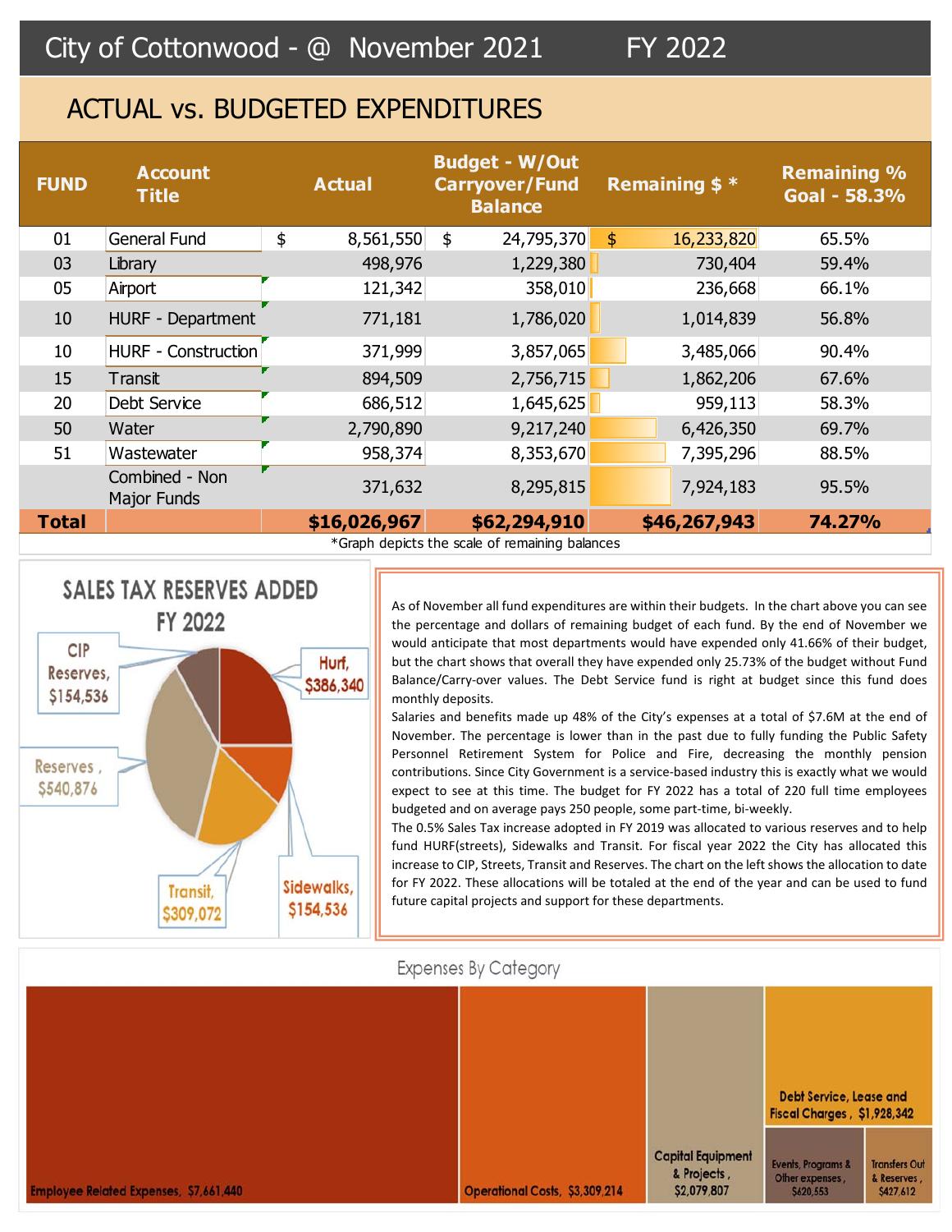# City of Cottonwood - @ November 2021 FY 2022

## ACTUAL vs. BUDGETED EXPENDITURES

| FUND | Account Title | Actual | Budget - W/Out Carryover/Fund Balance | Remaining $ * | Remaining % Goal - 58.3% |
|---|---|---|---|---|---|
| 01 | General Fund | $ 8,561,550 | $ 24,795,370 | $ 16,233,820 | 65.5% |
| 03 | Library | 498,976 | 1,229,380 | 730,404 | 59.4% |
| 05 | Airport | 121,342 | 358,010 | 236,668 | 66.1% |
| 10 | HURF - Department | 771,181 | 1,786,020 | 1,014,839 | 56.8% |
| 10 | HURF - Construction | 371,999 | 3,857,065 | 3,485,066 | 90.4% |
| 15 | Transit | 894,509 | 2,756,715 | 1,862,206 | 67.6% |
| 20 | Debt Service | 686,512 | 1,645,625 | 959,113 | 58.3% |
| 50 | Water | 2,790,890 | 9,217,240 | 6,426,350 | 69.7% |
| 51 | Wastewater | 958,374 | 8,353,670 | 7,395,296 | 88.5% |
| | Combined - Non Major Funds | 371,632 | 8,295,815 | 7,924,183 | 95.5% |
| **Total** | | **$16,026,967** | **$62,294,910** | **$46,267,943** | **74.27%** |

*Graph depicts the scale of remaining balances

SALES TAX RESERVES ADDED FY 2022

CIP Reserves, $154,536

Hurf, $386,340

Reserves, $540,876

Transit, $309,072

Sidewalks, $154,536

As of November all fund expenditures are within their budgets. In the chart above you can see the percentage and dollars of remaining budget of each fund. By the end of November we would anticipate that most departments would have expended only 41.66% of their budget, but the chart shows that overall they have expended only 25.73% of the budget without Fund Balance/Carry-over values. The Debt Service fund is right at budget since this fund does monthly deposits.

Salaries and benefits made up 48% of the City's expenses at a total of $7.6M at the end of November. The percentage is lower than in the past due to fully funding the Public Safety Personnel Retirement System for Police and Fire, decreasing the monthly pension contributions. Since City Government is a service-based industry this is exactly what we would expect to see at this time. The budget for FY 2022 has a total of 220 full time employees budgeted and on average pays 250 people, some part-time, bi-weekly.

The 0.5% Sales Tax increase adopted in FY 2019 was allocated to various reserves and to help fund HURF(streets), Sidewalks and Transit. For fiscal year 2022 the City has allocated this increase to CIP, Streets, Transit and Reserves. The chart on the left shows the allocation to date for FY 2022. These allocations will be totaled at the end of the year and can be used to fund future capital projects and support for these departments.

Expenses By Category

Employee Related Expenses, $7,661,440

Operational Costs, $3,309,214

Capital Equipment & Projects, $2,079,807

Debt Service, Lease and Fiscal Charges, $1,928,342

Events, Programs & Other expenses, $420,553

Transfers Out & Reserves, $427,612